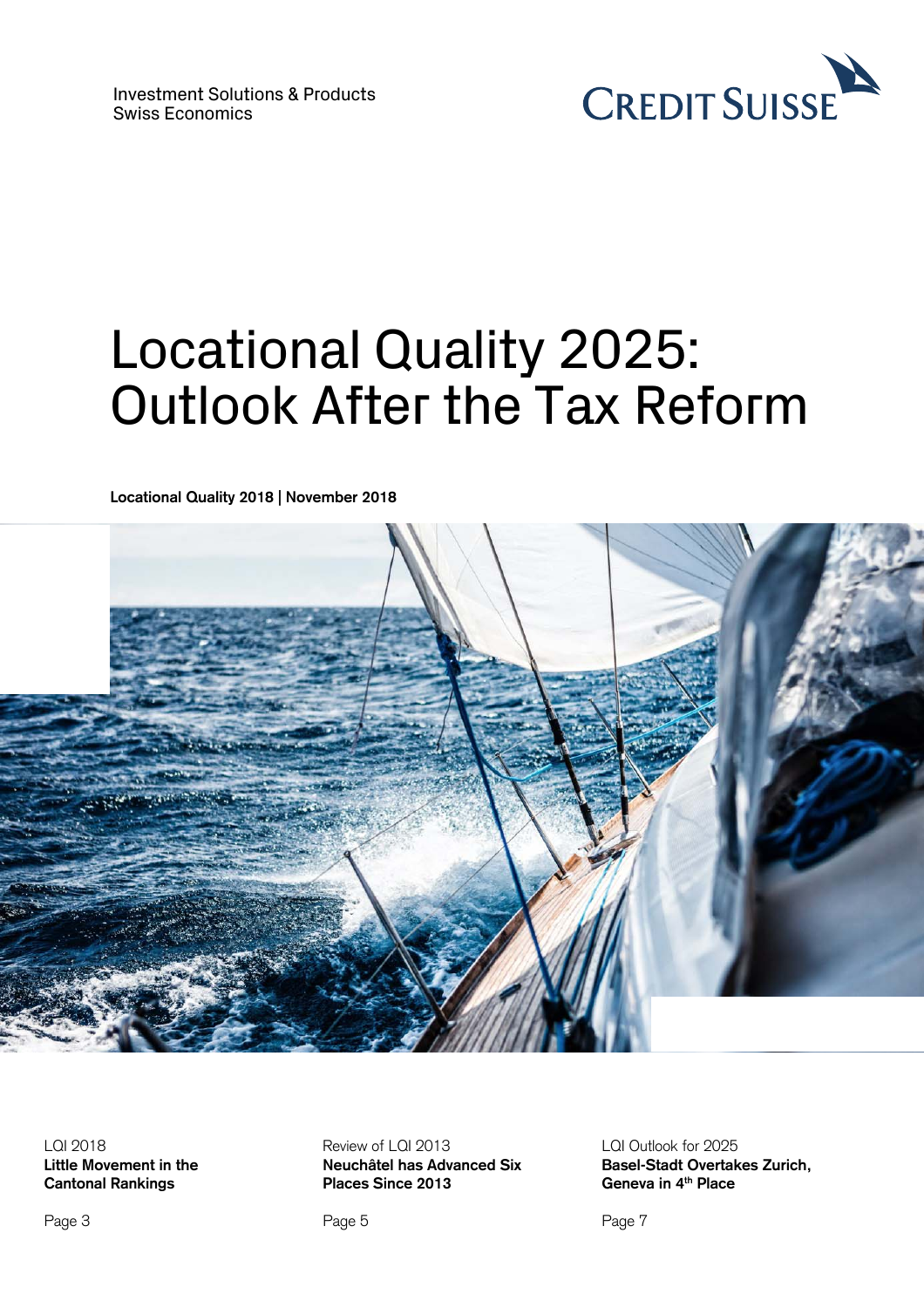Investment Solutions & Products
Swiss Economics

CREDIT SUISSE

# Locational Quality 2025: Outlook After the Tax Reform

**Locational Quality 2018 | November 2018**

LQI 2018
**Little Movement in the Cantonal Rankings**

Page 3

Review of LQI 2013
**Neuchâtel has Advanced Six Places Since 2013**

Page 5

LQI Outlook for 2025
**Basel-Stadt Overtakes Zurich, Geneva in 4th Place**

Page 7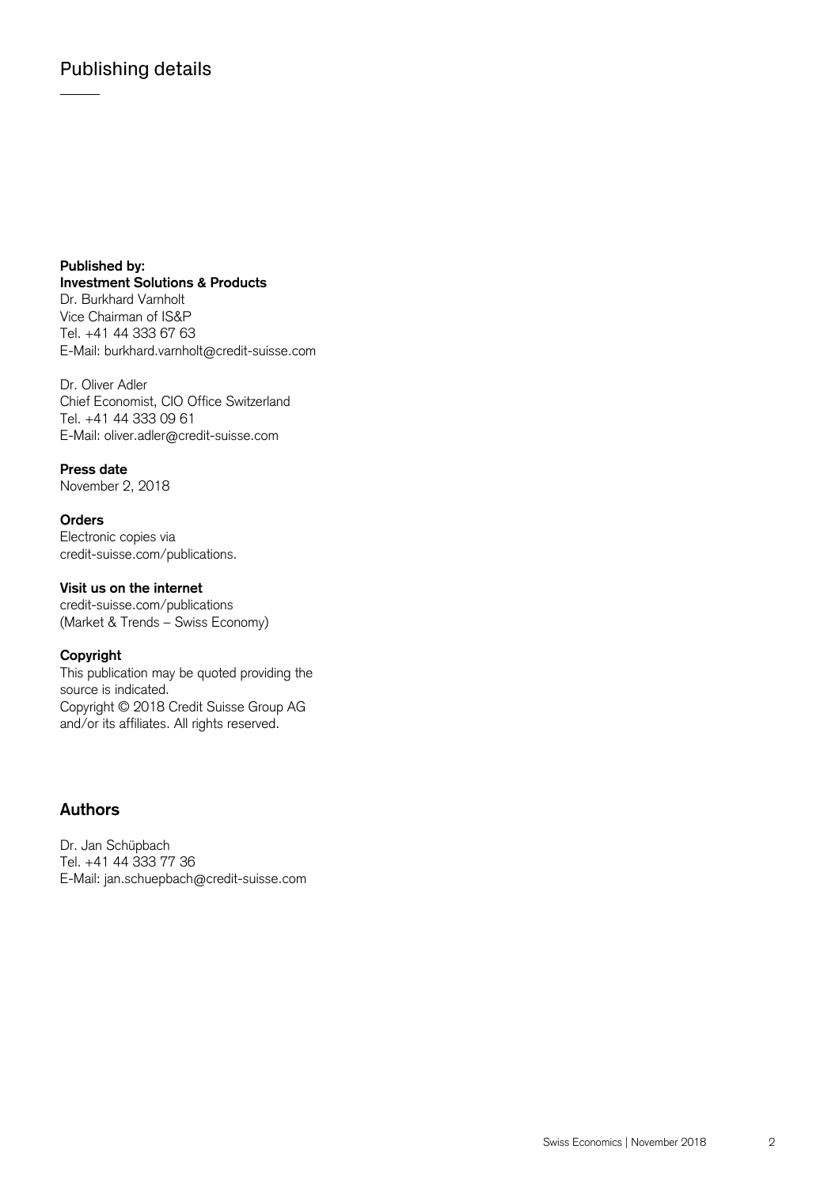# Publishing details

**Published by:**
**Investment Solutions & Products**
Dr. Burkhard Varnholt
Vice Chairman of IS&P
Tel. +41 44 333 67 63
E-Mail: burkhard.varnholt@credit-suisse.com

Dr. Oliver Adler
Chief Economist, CIO Office Switzerland
Tel. +41 44 333 09 61
E-Mail: oliver.adler@credit-suisse.com

**Press date**
November 2, 2018

**Orders**
Electronic copies via
credit-suisse.com/publications.

**Visit us on the internet**
credit-suisse.com/publications
(Market & Trends – Swiss Economy)

**Copyright**
This publication may be quoted providing the source is indicated.
Copyright © 2018 Credit Suisse Group AG and/or its affiliates. All rights reserved.

## Authors

Dr. Jan Schüpbach
Tel. +41 44 333 77 36
E-Mail: jan.schuepbach@credit-suisse.com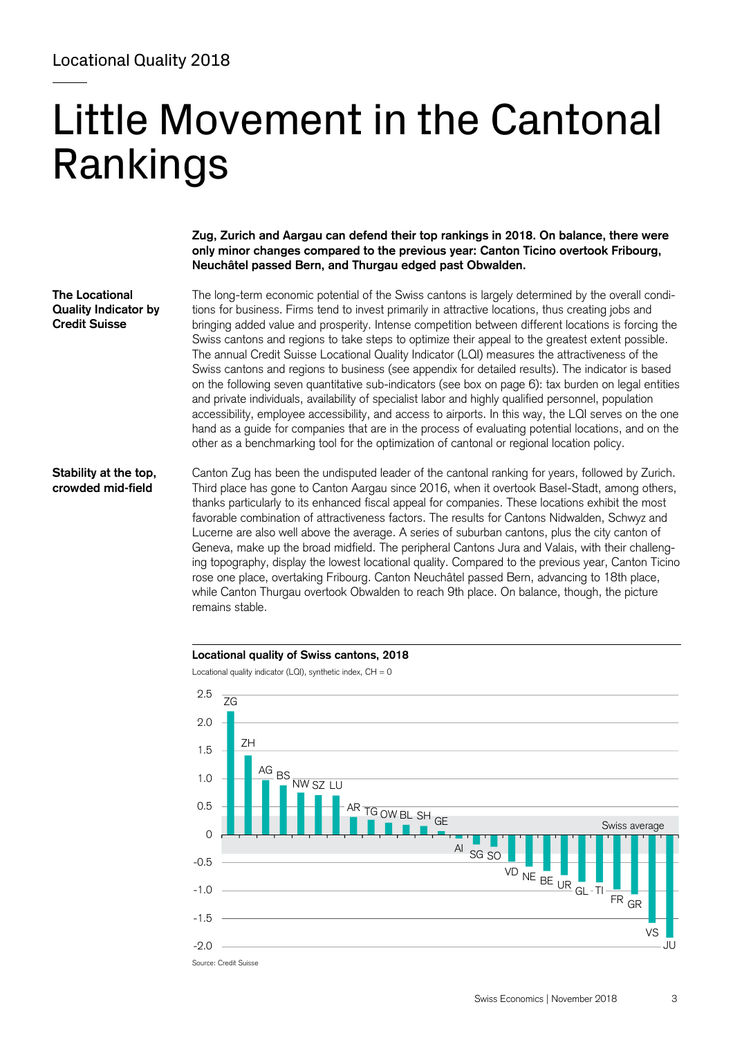Locational Quality 2018

# Little Movement in the Cantonal Rankings

**Zug, Zurich and Aargau can defend their top rankings in 2018. On balance, there were only minor changes compared to the previous year: Canton Ticino overtook Fribourg, Neuchâtel passed Bern, and Thurgau edged past Obwalden.**

**The Locational Quality Indicator by Credit Suisse**

The long-term economic potential of the Swiss cantons is largely determined by the overall conditions for business. Firms tend to invest primarily in attractive locations, thus creating jobs and bringing added value and prosperity. Intense competition between different locations is forcing the Swiss cantons and regions to take steps to optimize their appeal to the greatest extent possible. The annual Credit Suisse Locational Quality Indicator (LQI) measures the attractiveness of the Swiss cantons and regions to business (see appendix for detailed results). The indicator is based on the following seven quantitative sub-indicators (see box on page 6): tax burden on legal entities and private individuals, availability of specialist labor and highly qualified personnel, population accessibility, employee accessibility, and access to airports. In this way, the LQI serves on the one hand as a guide for companies that are in the process of evaluating potential locations, and on the other as a benchmarking tool for the optimization of cantonal or regional location policy.

**Stability at the top, crowded mid-field**

Canton Zug has been the undisputed leader of the cantonal ranking for years, followed by Zurich. Third place has gone to Canton Aargau since 2016, when it overtook Basel-Stadt, among others, thanks particularly to its enhanced fiscal appeal for companies. These locations exhibit the most favorable combination of attractiveness factors. The results for Cantons Nidwalden, Schwyz and Lucerne are also well above the average. A series of suburban cantons, plus the city canton of Geneva, make up the broad midfield. The peripheral Cantons Jura and Valais, with their challenging topography, display the lowest locational quality. Compared to the previous year, Canton Ticino rose one place, overtaking Fribourg. Canton Neuchâtel passed Bern, advancing to 18th place, while Canton Thurgau overtook Obwalden to reach 9th place. On balance, though, the picture remains stable.

**Locational quality of Swiss cantons, 2018**

Locational quality indicator (LQI), synthetic index, CH = 0

Source: Credit Suisse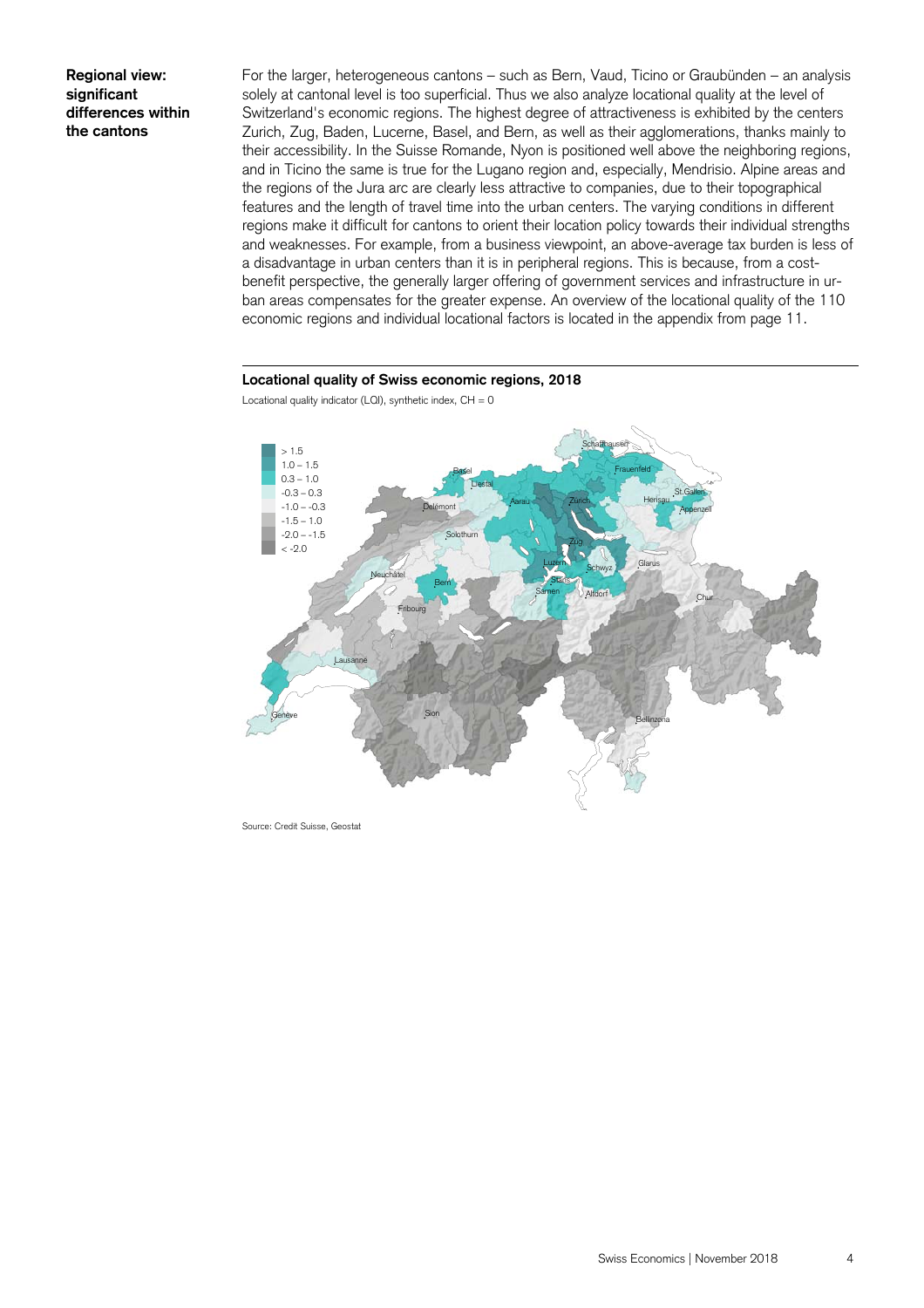**Regional view: significant differences within the cantons**

For the larger, heterogeneous cantons – such as Bern, Vaud, Ticino or Graubünden – an analysis solely at cantonal level is too superficial. Thus we also analyze locational quality at the level of Switzerland's economic regions. The highest degree of attractiveness is exhibited by the centers Zurich, Zug, Baden, Lucerne, Basel, and Bern, as well as their agglomerations, thanks mainly to their accessibility. In the Suisse Romande, Nyon is positioned well above the neighboring regions, and in Ticino the same is true for the Lugano region and, especially, Mendrisio. Alpine areas and the regions of the Jura arc are clearly less attractive to companies, due to their topographical features and the length of travel time into the urban centers. The varying conditions in different regions make it difficult for cantons to orient their location policy towards their individual strengths and weaknesses. For example, from a business viewpoint, an above-average tax burden is less of a disadvantage in urban centers than it is in peripheral regions. This is because, from a cost-benefit perspective, the generally larger offering of government services and infrastructure in urban areas compensates for the greater expense. An overview of the locational quality of the 110 economic regions and individual locational factors is located in the appendix from page 11.

**Locational quality of Swiss economic regions, 2018**

Locational quality indicator (LQI), synthetic index, CH = 0

Source: Credit Suisse, Geostat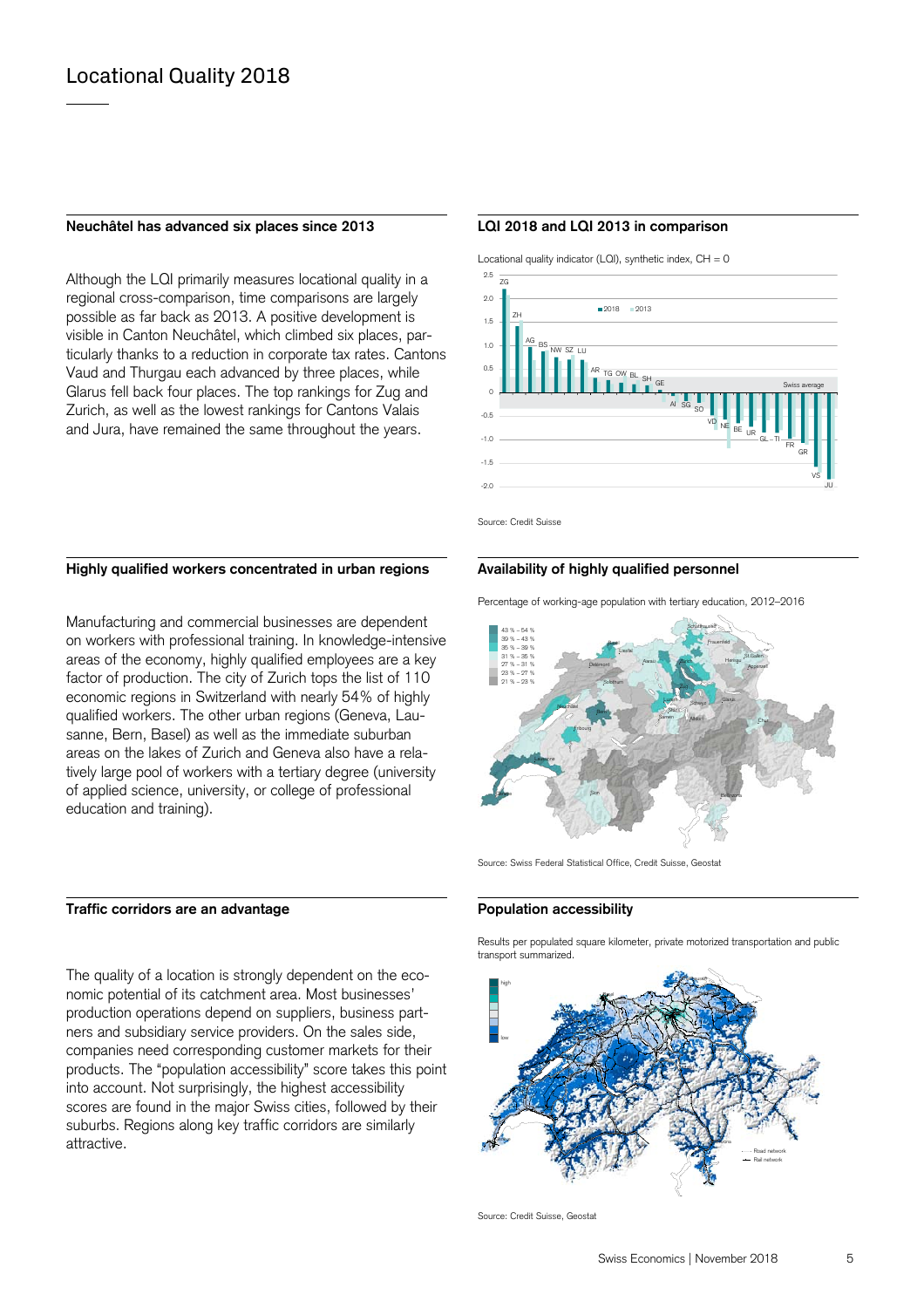# Locational Quality 2018

### Neuchâtel has advanced six places since 2013

Although the LQI primarily measures locational quality in a regional cross-comparison, time comparisons are largely possible as far back as 2013. A positive development is visible in Canton Neuchâtel, which climbed six places, particularly thanks to a reduction in corporate tax rates. Cantons Vaud and Thurgau each advanced by three places, while Glarus fell back four places. The top rankings for Zug and Zurich, as well as the lowest rankings for Cantons Valais and Jura, have remained the same throughout the years.

### LQI 2018 and LQI 2013 in comparison

Locational quality indicator (LQI), synthetic index, CH = 0

Source: Credit Suisse

### Highly qualified workers concentrated in urban regions

Manufacturing and commercial businesses are dependent on workers with professional training. In knowledge-intensive areas of the economy, highly qualified employees are a key factor of production. The city of Zurich tops the list of 110 economic regions in Switzerland with nearly 54% of highly qualified workers. The other urban regions (Geneva, Lausanne, Bern, Basel) as well as the immediate suburban areas on the lakes of Zurich and Geneva also have a relatively large pool of workers with a tertiary degree (university of applied science, university, or college of professional education and training).

### Availability of highly qualified personnel

Percentage of working-age population with tertiary education, 2012–2016

Source: Swiss Federal Statistical Office, Credit Suisse, Geostat

### Traffic corridors are an advantage

The quality of a location is strongly dependent on the economic potential of its catchment area. Most businesses' production operations depend on suppliers, business partners and subsidiary service providers. On the sales side, companies need corresponding customer markets for their products. The "population accessibility" score takes this point into account. Not surprisingly, the highest accessibility scores are found in the major Swiss cities, followed by their suburbs. Regions along key traffic corridors are similarly attractive.

### Population accessibility

Results per populated square kilometer, private motorized transportation and public transport summarized.

Source: Credit Suisse, Geostat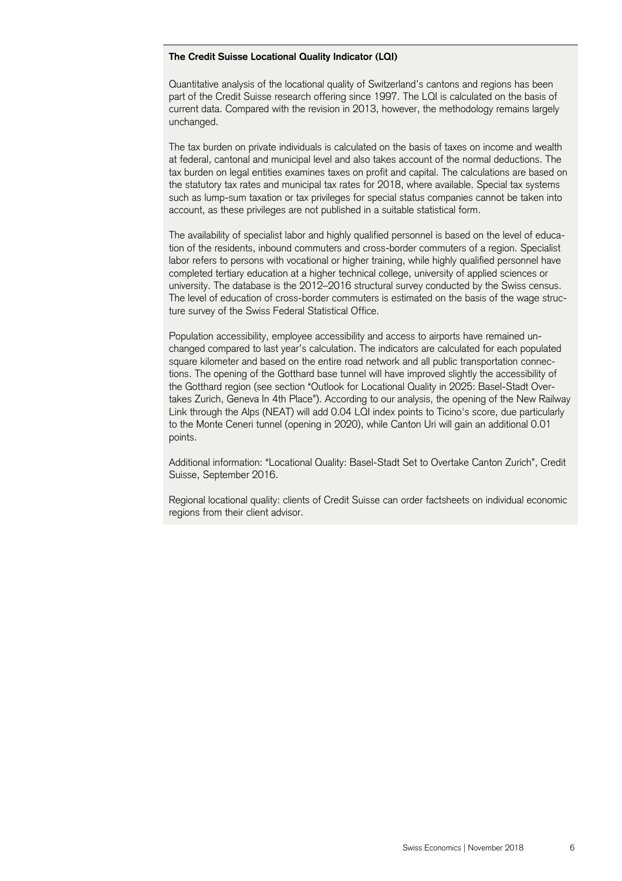**The Credit Suisse Locational Quality Indicator (LQI)**

Quantitative analysis of the locational quality of Switzerland's cantons and regions has been part of the Credit Suisse research offering since 1997. The LQI is calculated on the basis of current data. Compared with the revision in 2013, however, the methodology remains largely unchanged.

The tax burden on private individuals is calculated on the basis of taxes on income and wealth at federal, cantonal and municipal level and also takes account of the normal deductions. The tax burden on legal entities examines taxes on profit and capital. The calculations are based on the statutory tax rates and municipal tax rates for 2018, where available. Special tax systems such as lump-sum taxation or tax privileges for special status companies cannot be taken into account, as these privileges are not published in a suitable statistical form.

The availability of specialist labor and highly qualified personnel is based on the level of education of the residents, inbound commuters and cross-border commuters of a region. Specialist labor refers to persons with vocational or higher training, while highly qualified personnel have completed tertiary education at a higher technical college, university of applied sciences or university. The database is the 2012–2016 structural survey conducted by the Swiss census. The level of education of cross-border commuters is estimated on the basis of the wage structure survey of the Swiss Federal Statistical Office.

Population accessibility, employee accessibility and access to airports have remained unchanged compared to last year's calculation. The indicators are calculated for each populated square kilometer and based on the entire road network and all public transportation connections. The opening of the Gotthard base tunnel will have improved slightly the accessibility of the Gotthard region (see section "Outlook for Locational Quality in 2025: Basel-Stadt Overtakes Zurich, Geneva In 4th Place"). According to our analysis, the opening of the New Railway Link through the Alps (NEAT) will add 0.04 LQI index points to Ticino's score, due particularly to the Monte Ceneri tunnel (opening in 2020), while Canton Uri will gain an additional 0.01 points.

Additional information: "Locational Quality: Basel-Stadt Set to Overtake Canton Zurich", Credit Suisse, September 2016.

Regional locational quality: clients of Credit Suisse can order factsheets on individual economic regions from their client advisor.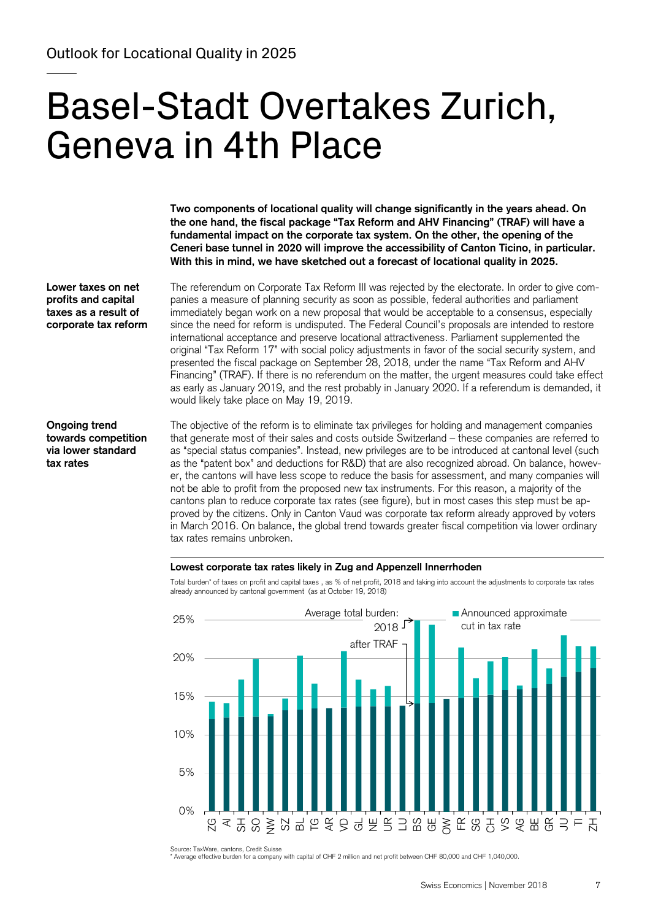Outlook for Locational Quality in 2025

# Basel-Stadt Overtakes Zurich, Geneva in 4th Place

**Two components of locational quality will change significantly in the years ahead. On the one hand, the fiscal package "Tax Reform and AHV Financing" (TRAF) will have a fundamental impact on the corporate tax system. On the other, the opening of the Ceneri base tunnel in 2020 will improve the accessibility of Canton Ticino, in particular. With this in mind, we have sketched out a forecast of locational quality in 2025.**

**Lower taxes on net profits and capital taxes as a result of corporate tax reform**

The referendum on Corporate Tax Reform III was rejected by the electorate. In order to give companies a measure of planning security as soon as possible, federal authorities and parliament immediately began work on a new proposal that would be acceptable to a consensus, especially since the need for reform is undisputed. The Federal Council's proposals are intended to restore international acceptance and preserve locational attractiveness. Parliament supplemented the original "Tax Reform 17" with social policy adjustments in favor of the social security system, and presented the fiscal package on September 28, 2018, under the name "Tax Reform and AHV Financing" (TRAF). If there is no referendum on the matter, the urgent measures could take effect as early as January 2019, and the rest probably in January 2020. If a referendum is demanded, it would likely take place on May 19, 2019.

**Ongoing trend towards competition via lower standard tax rates**

The objective of the reform is to eliminate tax privileges for holding and management companies that generate most of their sales and costs outside Switzerland – these companies are referred to as "special status companies". Instead, new privileges are to be introduced at cantonal level (such as the "patent box" and deductions for R&D) that are also recognized abroad. On balance, however, the cantons will have less scope to reduce the basis for assessment, and many companies will not be able to profit from the proposed new tax instruments. For this reason, a majority of the cantons plan to reduce corporate tax rates (see figure), but in most cases this step must be approved by the citizens. Only in Canton Vaud was corporate tax reform already approved by voters in March 2016. On balance, the global trend towards greater fiscal competition via lower ordinary tax rates remains unbroken.

**Lowest corporate tax rates likely in Zug and Appenzell Innerrhoden**

Total burden* of taxes on profit and capital taxes , as % of net profit, 2018 and taking into account the adjustments to corporate tax rates already announced by cantonal government (as at October 19, 2018)

Source: TaxWare, cantons, Credit Suisse
\* Average effective burden for a company with capital of CHF 2 million and net profit between CHF 80,000 and CHF 1,040,000.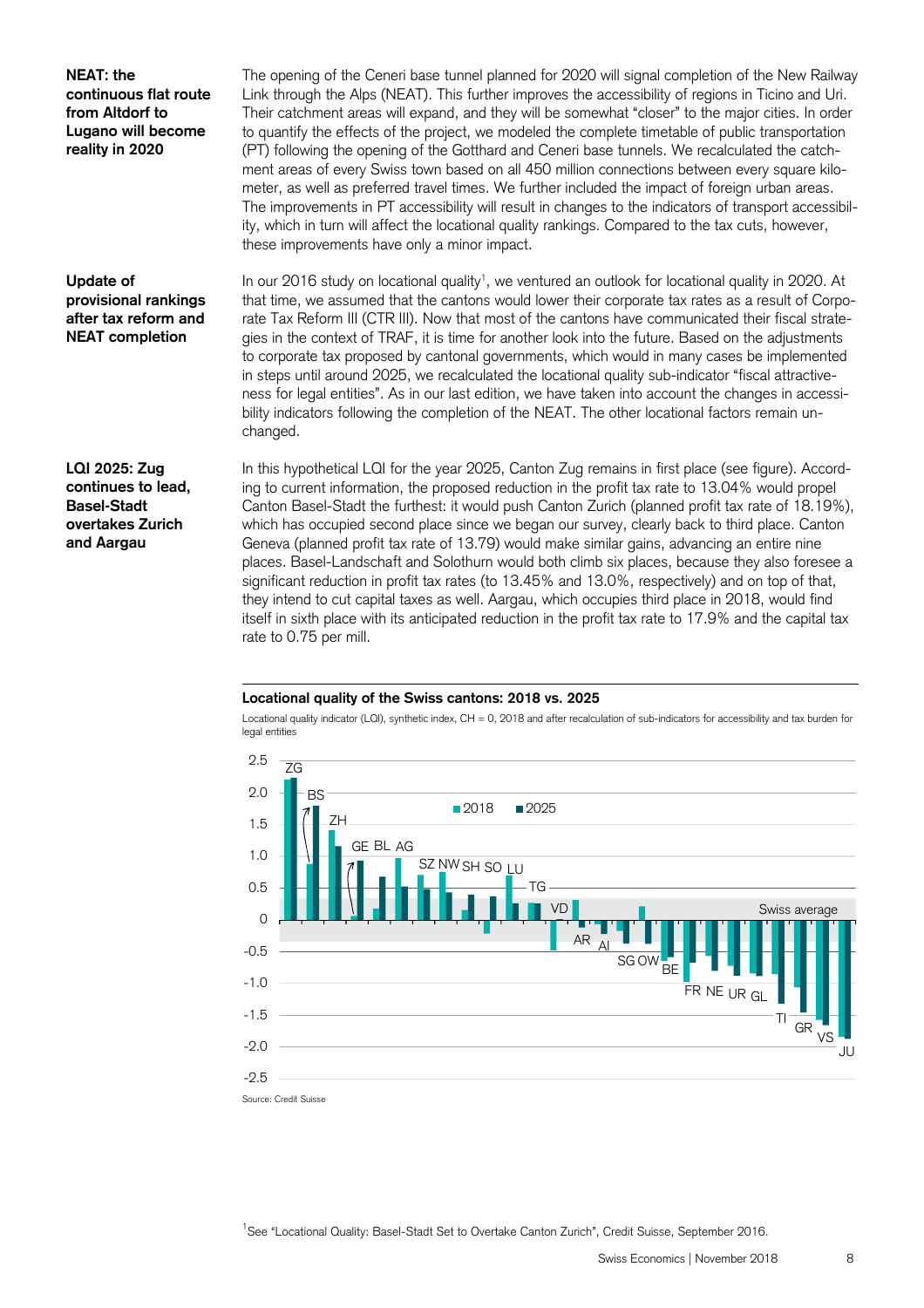**NEAT: the continuous flat route from Altdorf to Lugano will become reality in 2020**

The opening of the Ceneri base tunnel planned for 2020 will signal completion of the New Railway Link through the Alps (NEAT). This further improves the accessibility of regions in Ticino and Uri. Their catchment areas will expand, and they will be somewhat "closer" to the major cities. In order to quantify the effects of the project, we modeled the complete timetable of public transportation (PT) following the opening of the Gotthard and Ceneri base tunnels. We recalculated the catchment areas of every Swiss town based on all 450 million connections between every square kilometer, as well as preferred travel times. We further included the impact of foreign urban areas. The improvements in PT accessibility will result in changes to the indicators of transport accessibility, which in turn will affect the locational quality rankings. Compared to the tax cuts, however, these improvements have only a minor impact.

**Update of provisional rankings after tax reform and NEAT completion**

In our 2016 study on locational quality[1], we ventured an outlook for locational quality in 2020. At that time, we assumed that the cantons would lower their corporate tax rates as a result of Corporate Tax Reform III (CTR III). Now that most of the cantons have communicated their fiscal strategies in the context of TRAF, it is time for another look into the future. Based on the adjustments to corporate tax proposed by cantonal governments, which would in many cases be implemented in steps until around 2025, we recalculated the locational quality sub-indicator "fiscal attractiveness for legal entities". As in our last edition, we have taken into account the changes in accessibility indicators following the completion of the NEAT. The other locational factors remain unchanged.

**LQI 2025: Zug continues to lead, Basel-Stadt overtakes Zurich and Aargau**

In this hypothetical LQI for the year 2025, Canton Zug remains in first place (see figure). According to current information, the proposed reduction in the profit tax rate to 13.04% would propel Canton Basel-Stadt the furthest: it would push Canton Zurich (planned profit tax rate of 18.19%), which has occupied second place since we began our survey, clearly back to third place. Canton Geneva (planned profit tax rate of 13.79) would make similar gains, advancing an entire nine places. Basel-Landschaft and Solothurn would both climb six places, because they also foresee a significant reduction in profit tax rates (to 13.45% and 13.0%, respectively) and on top of that, they intend to cut capital taxes as well. Aargau, which occupies third place in 2018, would find itself in sixth place with its anticipated reduction in the profit tax rate to 17.9% and the capital tax rate to 0.75 per mill.

**Locational quality of the Swiss cantons: 2018 vs. 2025**

Locational quality indicator (LQI), synthetic index, CH = 0, 2018 and after recalculation of sub-indicators for accessibility and tax burden for legal entities

Source: Credit Suisse

[1] See "Locational Quality: Basel-Stadt Set to Overtake Canton Zurich", Credit Suisse, September 2016.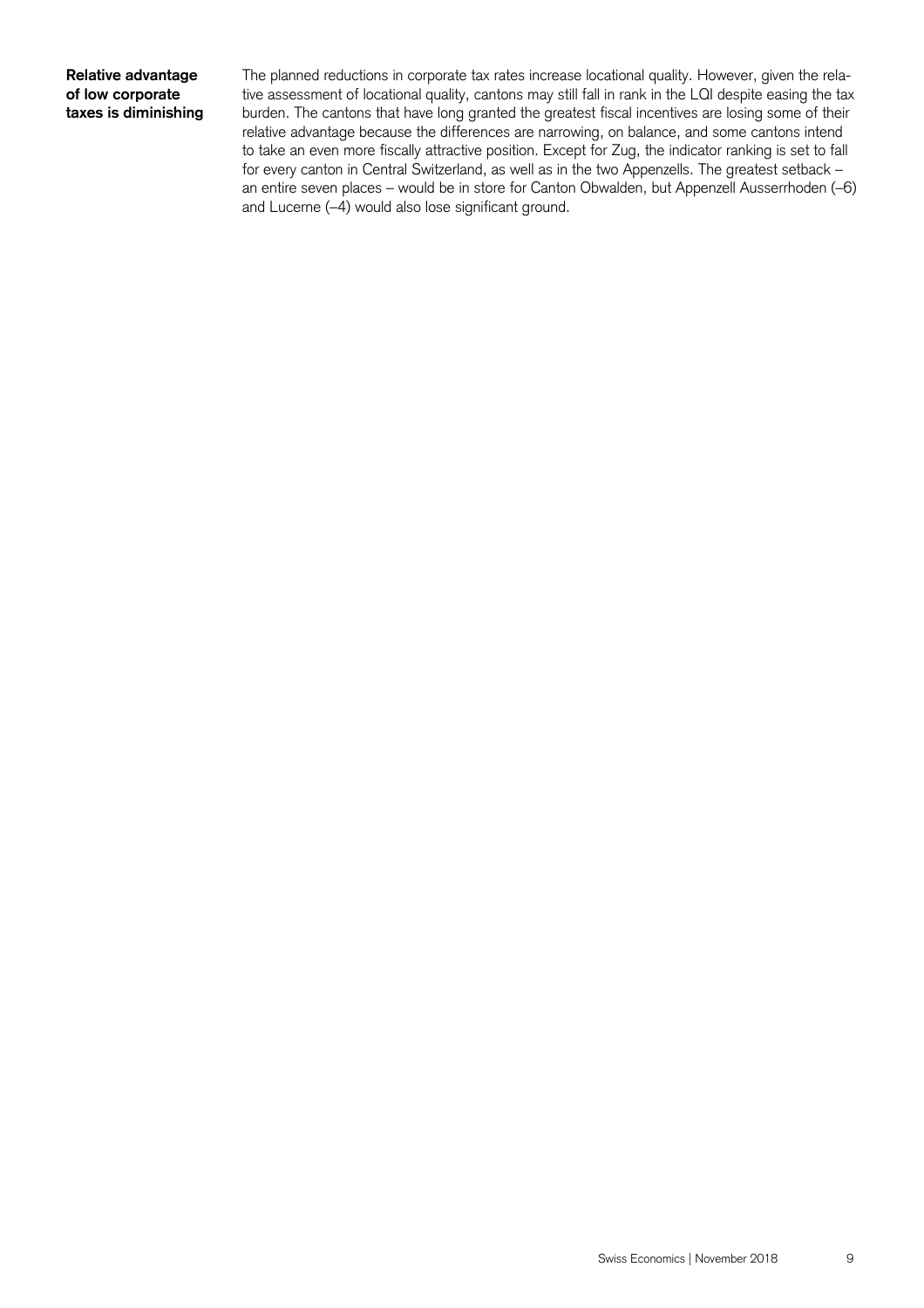**Relative advantage of low corporate taxes is diminishing**

The planned reductions in corporate tax rates increase locational quality. However, given the relative assessment of locational quality, cantons may still fall in rank in the LQI despite easing the tax burden. The cantons that have long granted the greatest fiscal incentives are losing some of their relative advantage because the differences are narrowing, on balance, and some cantons intend to take an even more fiscally attractive position. Except for Zug, the indicator ranking is set to fall for every canton in Central Switzerland, as well as in the two Appenzells. The greatest setback – an entire seven places – would be in store for Canton Obwalden, but Appenzell Ausserrhoden (–6) and Lucerne (–4) would also lose significant ground.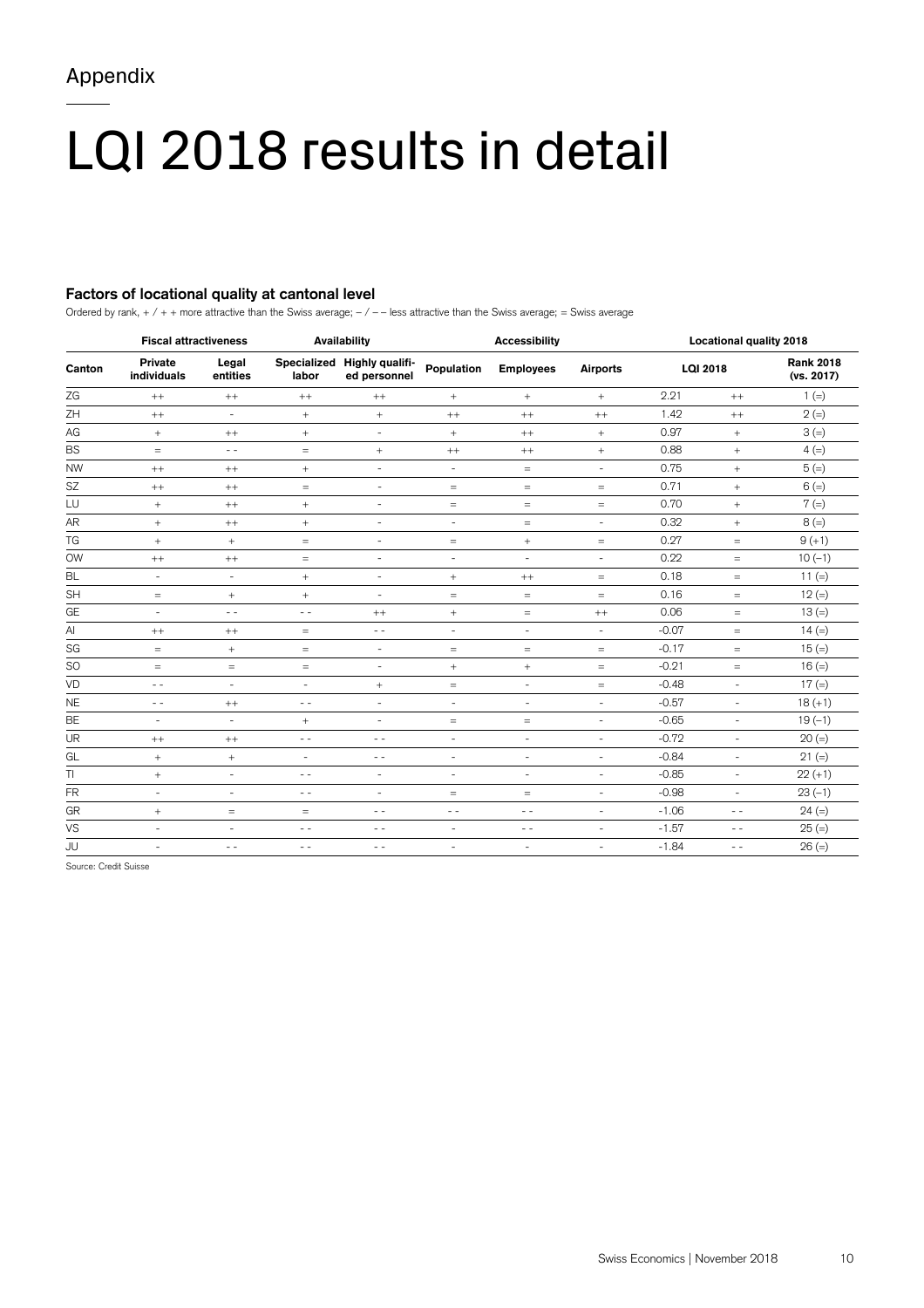Appendix

# LQI 2018 results in detail

### Factors of locational quality at cantonal level

Ordered by rank, + / + + more attractive than the Swiss average; – / – – less attractive than the Swiss average; = Swiss average

| | Fiscal attractiveness | | Availability | | Accessibility | | | Locational quality 2018 | | |
|---|---|---|---|---|---|---|---|---|---|---|
| Canton | Private individuals | Legal entities | Specialized labor | Highly qualified personnel | Population | Employees | Airports | LQI 2018 | | Rank 2018 (vs. 2017) |
| ZG | ++ | ++ | ++ | ++ | + | + | + | 2.21 | ++ | 1 (=) |
| ZH | ++ | - | + | + | ++ | ++ | ++ | 1.42 | ++ | 2 (=) |
| AG | + | ++ | + | - | + | ++ | + | 0.97 | + | 3 (=) |
| BS | = | - - | = | + | ++ | ++ | + | 0.88 | + | 4 (=) |
| NW | ++ | ++ | + | - | - | = | - | 0.75 | + | 5 (=) |
| SZ | ++ | ++ | = | - | = | = | = | 0.71 | + | 6 (=) |
| LU | + | ++ | + | - | = | = | = | 0.70 | + | 7 (=) |
| AR | + | ++ | + | - | - | = | - | 0.32 | + | 8 (=) |
| TG | + | + | = | - | = | + | = | 0.27 | = | 9 (+1) |
| OW | ++ | ++ | = | - | - | - | - | 0.22 | = | 10 (–1) |
| BL | - | - | + | - | + | ++ | = | 0.18 | = | 11 (=) |
| SH | = | + | + | - | = | = | = | 0.16 | = | 12 (=) |
| GE | - | - - | - - | ++ | + | = | ++ | 0.06 | = | 13 (=) |
| AI | ++ | ++ | = | - - | - | - | - | -0.07 | = | 14 (=) |
| SG | = | + | = | - | = | = | = | -0.17 | = | 15 (=) |
| SO | = | = | = | - | + | + | = | -0.21 | = | 16 (=) |
| VD | - - | - | - | + | = | - | = | -0.48 | - | 17 (=) |
| NE | - - | ++ | - - | - | - | - | - | -0.57 | - | 18 (+1) |
| BE | - | - | + | - | = | = | - | -0.65 | - | 19 (–1) |
| UR | ++ | ++ | - - | - - | - | - | - | -0.72 | - | 20 (=) |
| GL | + | + | - | - - | - | - | - | -0.84 | - | 21 (=) |
| TI | + | - | - - | - | - | - | - | -0.85 | - | 22 (+1) |
| FR | - | - | - - | - | = | = | - | -0.98 | - | 23 (–1) |
| GR | + | = | = | - - | - - | - - | - | -1.06 | - - | 24 (=) |
| VS | - | - | - - | - - | - | - - | - | -1.57 | - - | 25 (=) |
| JU | - | - - | - - | - - | - | - | - | -1.84 | - - | 26 (=) |

Source: Credit Suisse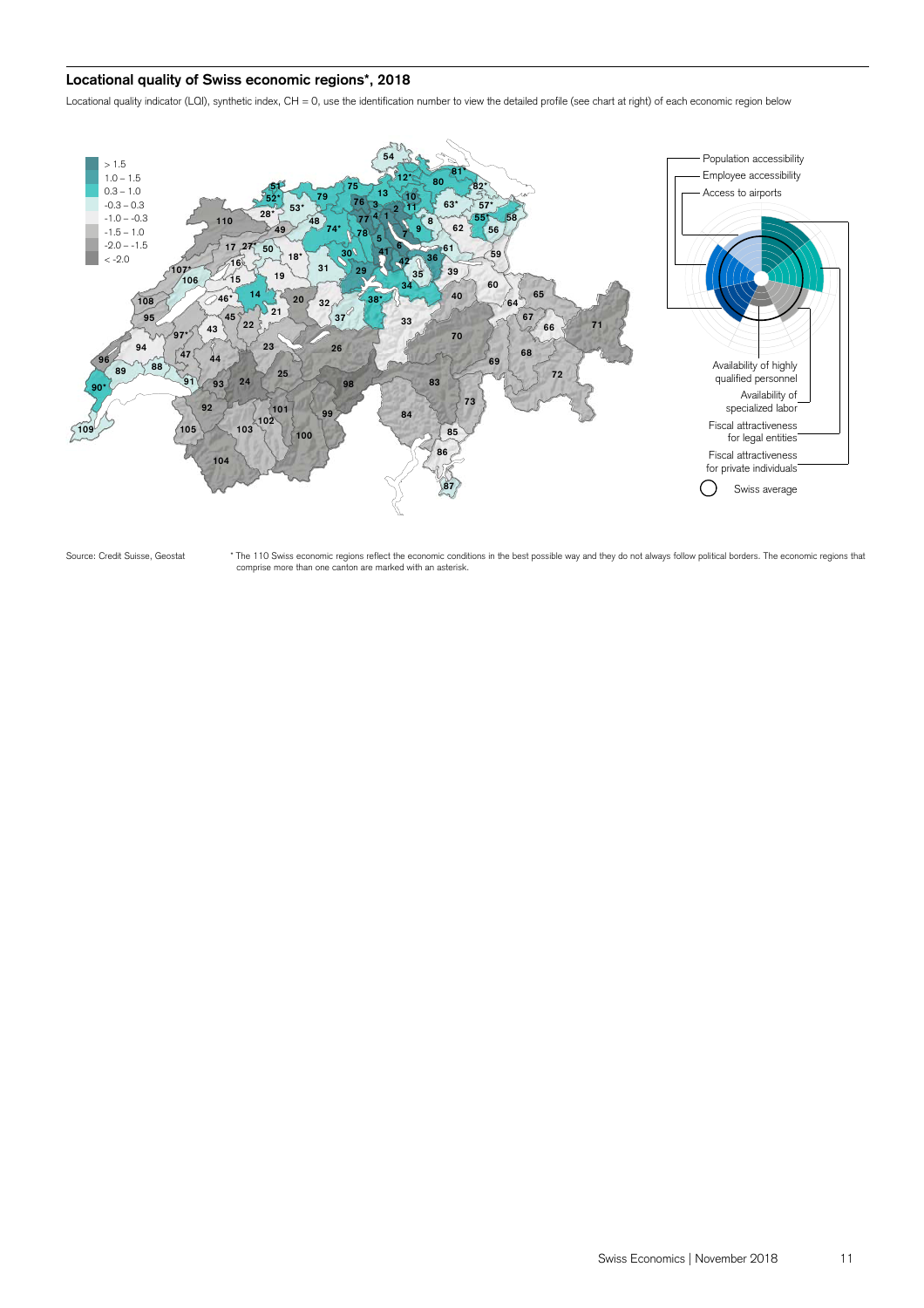### Locational quality of Swiss economic regions*, 2018

Locational quality indicator (LQI), synthetic index, CH = 0, use the identification number to view the detailed profile (see chart at right) of each economic region below

> 1.5
1.0 – 1.5
0.3 – 1.0
-0.3 – 0.3
-1.0 – -0.3
-1.5 – 1.0
-2.0 – -1.5
< -2.0

Population accessibility
Employee accessibility
Access to airports
Availability of highly qualified personnel
Availability of specialized labor
Fiscal attractiveness for legal entities
Fiscal attractiveness for private individuals
Swiss average

Source: Credit Suisse, Geostat

* The 110 Swiss economic regions reflect the economic conditions in the best possible way and they do not always follow political borders. The economic regions that comprise more than one canton are marked with an asterisk.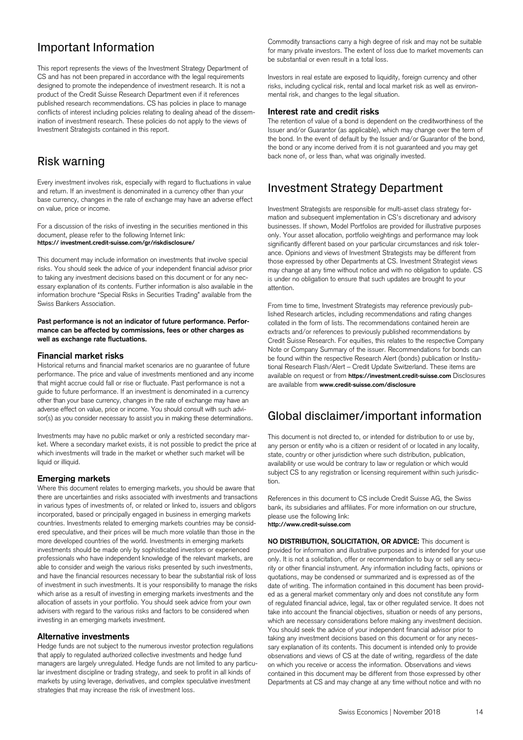# Important Information

This report represents the views of the Investment Strategy Department of CS and has not been prepared in accordance with the legal requirements designed to promote the independence of investment research. It is not a product of the Credit Suisse Research Department even if it references published research recommendations. CS has policies in place to manage conflicts of interest including policies relating to dealing ahead of the dissemination of investment research. These policies do not apply to the views of Investment Strategists contained in this report.

# Risk warning

Every investment involves risk, especially with regard to fluctuations in value and return. If an investment is denominated in a currency other than your base currency, changes in the rate of exchange may have an adverse effect on value, price or income.

For a discussion of the risks of investing in the securities mentioned in this document, please refer to the following Internet link:
**https:// investment.credit-suisse.com/gr/riskdisclosure/**

This document may include information on investments that involve special risks. You should seek the advice of your independent financial advisor prior to taking any investment decisions based on this document or for any necessary explanation of its contents. Further information is also available in the information brochure "Special Risks in Securities Trading" available from the Swiss Bankers Association.

**Past performance is not an indicator of future performance. Performance can be affected by commissions, fees or other charges as well as exchange rate fluctuations.**

### Financial market risks

Historical returns and financial market scenarios are no guarantee of future performance. The price and value of investments mentioned and any income that might accrue could fall or rise or fluctuate. Past performance is not a guide to future performance. If an investment is denominated in a currency other than your base currency, changes in the rate of exchange may have an adverse effect on value, price or income. You should consult with such advisor(s) as you consider necessary to assist you in making these determinations.

Investments may have no public market or only a restricted secondary market. Where a secondary market exists, it is not possible to predict the price at which investments will trade in the market or whether such market will be liquid or illiquid.

### Emerging markets

Where this document relates to emerging markets, you should be aware that there are uncertainties and risks associated with investments and transactions in various types of investments of, or related or linked to, issuers and obligors incorporated, based or principally engaged in business in emerging markets countries. Investments related to emerging markets countries may be considered speculative, and their prices will be much more volatile than those in the more developed countries of the world. Investments in emerging markets investments should be made only by sophisticated investors or experienced professionals who have independent knowledge of the relevant markets, are able to consider and weigh the various risks presented by such investments, and have the financial resources necessary to bear the substantial risk of loss of investment in such investments. It is your responsibility to manage the risks which arise as a result of investing in emerging markets investments and the allocation of assets in your portfolio. You should seek advice from your own advisers with regard to the various risks and factors to be considered when investing in an emerging markets investment.

### Alternative investments

Hedge funds are not subject to the numerous investor protection regulations that apply to regulated authorized collective investments and hedge fund managers are largely unregulated. Hedge funds are not limited to any particular investment discipline or trading strategy, and seek to profit in all kinds of markets by using leverage, derivatives, and complex speculative investment strategies that may increase the risk of investment loss.

Commodity transactions carry a high degree of risk and may not be suitable for many private investors. The extent of loss due to market movements can be substantial or even result in a total loss.

Investors in real estate are exposed to liquidity, foreign currency and other risks, including cyclical risk, rental and local market risk as well as environmental risk, and changes to the legal situation.

### Interest rate and credit risks

The retention of value of a bond is dependent on the creditworthiness of the Issuer and/or Guarantor (as applicable), which may change over the term of the bond. In the event of default by the Issuer and/or Guarantor of the bond, the bond or any income derived from it is not guaranteed and you may get back none of, or less than, what was originally invested.

# Investment Strategy Department

Investment Strategists are responsible for multi-asset class strategy formation and subsequent implementation in CS's discretionary and advisory businesses. If shown, Model Portfolios are provided for illustrative purposes only. Your asset allocation, portfolio weightings and performance may look significantly different based on your particular circumstances and risk tolerance. Opinions and views of Investment Strategists may be different from those expressed by other Departments at CS. Investment Strategist views may change at any time without notice and with no obligation to update. CS is under no obligation to ensure that such updates are brought to your attention.

From time to time, Investment Strategists may reference previously published Research articles, including recommendations and rating changes collated in the form of lists. The recommendations contained herein are extracts and/or references to previously published recommendations by Credit Suisse Research. For equities, this relates to the respective Company Note or Company Summary of the issuer. Recommendations for bonds can be found within the respective Research Alert (bonds) publication or Institutional Research Flash/Alert – Credit Update Switzerland. These items are available on request or from **https://investment.credit-suisse.com** Disclosures are available from **www.credit-suisse.com/disclosure**

# Global disclaimer/important information

This document is not directed to, or intended for distribution to or use by, any person or entity who is a citizen or resident of or located in any locality, state, country or other jurisdiction where such distribution, publication, availability or use would be contrary to law or regulation or which would subject CS to any registration or licensing requirement within such jurisdiction.

References in this document to CS include Credit Suisse AG, the Swiss bank, its subsidiaries and affiliates. For more information on our structure, please use the following link:
**http://www.credit-suisse.com**

**NO DISTRIBUTION, SOLICITATION, OR ADVICE:** This document is provided for information and illustrative purposes and is intended for your use only. It is not a solicitation, offer or recommendation to buy or sell any security or other financial instrument. Any information including facts, opinions or quotations, may be condensed or summarized and is expressed as of the date of writing. The information contained in this document has been provided as a general market commentary only and does not constitute any form of regulated financial advice, legal, tax or other regulated service. It does not take into account the financial objectives, situation or needs of any persons, which are necessary considerations before making any investment decision. You should seek the advice of your independent financial advisor prior to taking any investment decisions based on this document or for any necessary explanation of its contents. This document is intended only to provide observations and views of CS at the date of writing, regardless of the date on which you receive or access the information. Observations and views contained in this document may be different from those expressed by other Departments at CS and may change at any time without notice and with no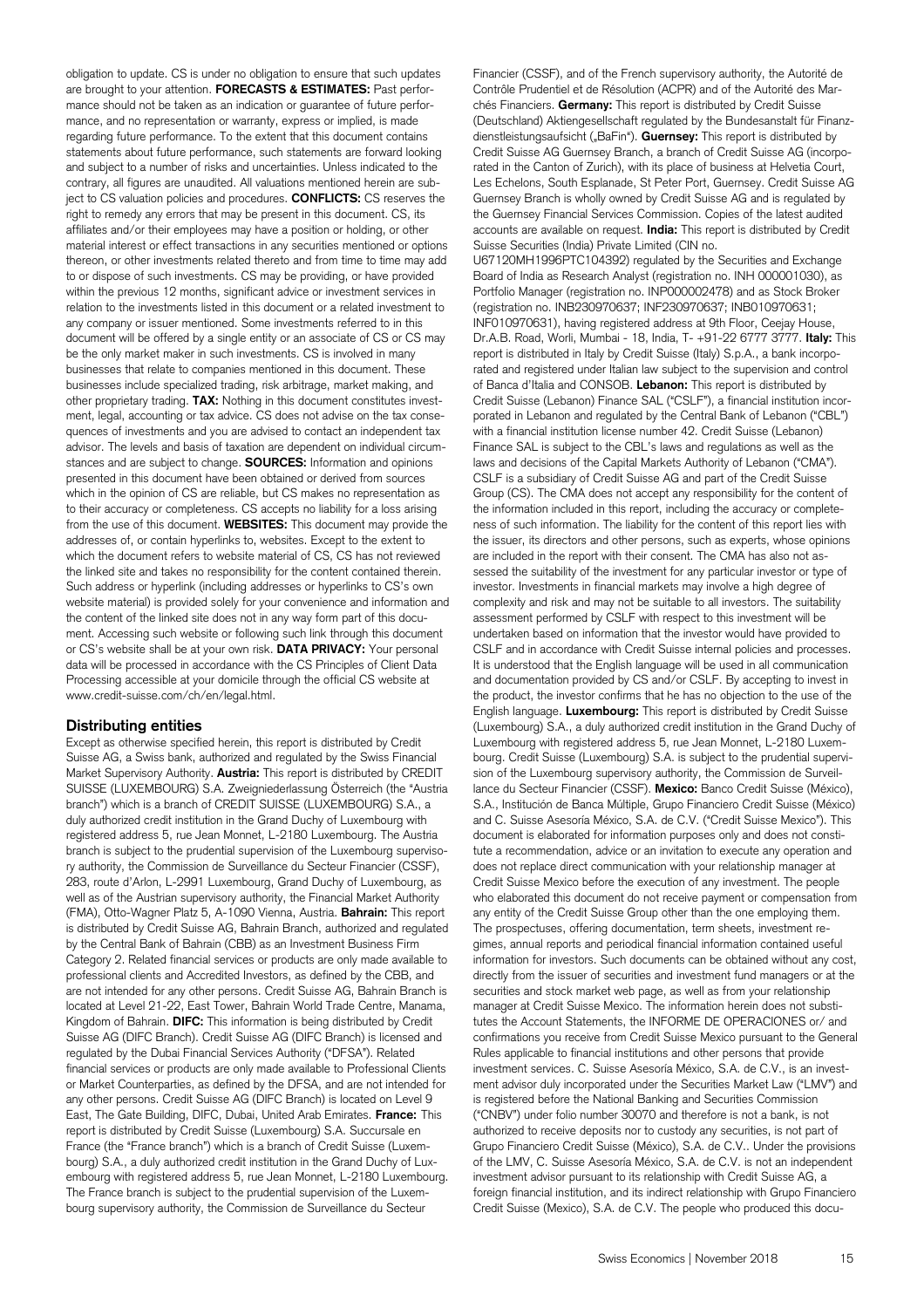obligation to update. CS is under no obligation to ensure that such updates are brought to your attention. **FORECASTS & ESTIMATES:** Past performance should not be taken as an indication or guarantee of future performance, and no representation or warranty, express or implied, is made regarding future performance. To the extent that this document contains statements about future performance, such statements are forward looking and subject to a number of risks and uncertainties. Unless indicated to the contrary, all figures are unaudited. All valuations mentioned herein are subject to CS valuation policies and procedures. **CONFLICTS:** CS reserves the right to remedy any errors that may be present in this document. CS, its affiliates and/or their employees may have a position or holding, or other material interest or effect transactions in any securities mentioned or options thereon, or other investments related thereto and from time to time may add to or dispose of such investments. CS may be providing, or have provided within the previous 12 months, significant advice or investment services in relation to the investments listed in this document or a related investment to any company or issuer mentioned. Some investments referred to in this document will be offered by a single entity or an associate of CS or CS may be the only market maker in such investments. CS is involved in many businesses that relate to companies mentioned in this document. These businesses include specialized trading, risk arbitrage, market making, and other proprietary trading. **TAX:** Nothing in this document constitutes investment, legal, accounting or tax advice. CS does not advise on the tax consequences of investments and you are advised to contact an independent tax advisor. The levels and basis of taxation are dependent on individual circumstances and are subject to change. **SOURCES:** Information and opinions presented in this document have been obtained or derived from sources which in the opinion of CS are reliable, but CS makes no representation as to their accuracy or completeness. CS accepts no liability for a loss arising from the use of this document. **WEBSITES:** This document may provide the addresses of, or contain hyperlinks to, websites. Except to the extent to which the document refers to website material of CS, CS has not reviewed the linked site and takes no responsibility for the content contained therein. Such address or hyperlink (including addresses or hyperlinks to CS's own website material) is provided solely for your convenience and information and the content of the linked site does not in any way form part of this document. Accessing such website or following such link through this document or CS's website shall be at your own risk. **DATA PRIVACY:** Your personal data will be processed in accordance with the CS Principles of Client Data Processing accessible at your domicile through the official CS website at www.credit-suisse.com/ch/en/legal.html.

## Distributing entities

Except as otherwise specified herein, this report is distributed by Credit Suisse AG, a Swiss bank, authorized and regulated by the Swiss Financial Market Supervisory Authority. **Austria:** This report is distributed by CREDIT SUISSE (LUXEMBOURG) S.A. Zweigniederlassung Österreich (the "Austria branch") which is a branch of CREDIT SUISSE (LUXEMBOURG) S.A., a duly authorized credit institution in the Grand Duchy of Luxembourg with registered address 5, rue Jean Monnet, L-2180 Luxembourg. The Austria branch is subject to the prudential supervision of the Luxembourg supervisory authority, the Commission de Surveillance du Secteur Financier (CSSF), 283, route d'Arlon, L-2991 Luxembourg, Grand Duchy of Luxembourg, as well as of the Austrian supervisory authority, the Financial Market Authority (FMA), Otto-Wagner Platz 5, A-1090 Vienna, Austria. **Bahrain:** This report is distributed by Credit Suisse AG, Bahrain Branch, authorized and regulated by the Central Bank of Bahrain (CBB) as an Investment Business Firm Category 2. Related financial services or products are only made available to professional clients and Accredited Investors, as defined by the CBB, and are not intended for any other persons. Credit Suisse AG, Bahrain Branch is located at Level 21-22, East Tower, Bahrain World Trade Centre, Manama, Kingdom of Bahrain. **DIFC:** This information is being distributed by Credit Suisse AG (DIFC Branch). Credit Suisse AG (DIFC Branch) is licensed and regulated by the Dubai Financial Services Authority ("DFSA"). Related financial services or products are only made available to Professional Clients or Market Counterparties, as defined by the DFSA, and are not intended for any other persons. Credit Suisse AG (DIFC Branch) is located on Level 9 East, The Gate Building, DIFC, Dubai, United Arab Emirates. **France:** This report is distributed by Credit Suisse (Luxembourg) S.A. Succursale en France (the "France branch") which is a branch of Credit Suisse (Luxembourg) S.A., a duly authorized credit institution in the Grand Duchy of Luxembourg with registered address 5, rue Jean Monnet, L-2180 Luxembourg. The France branch is subject to the prudential supervision of the Luxembourg supervisory authority, the Commission de Surveillance du Secteur Financier (CSSF), and of the French supervisory authority, the Autorité de Contrôle Prudentiel et de Résolution (ACPR) and of the Autorité des Marchés Financiers. **Germany:** This report is distributed by Credit Suisse (Deutschland) Aktiengesellschaft regulated by the Bundesanstalt für Finanzdienstleistungsaufsicht („BaFin"). **Guernsey:** This report is distributed by Credit Suisse AG Guernsey Branch, a branch of Credit Suisse AG (incorporated in the Canton of Zurich), with its place of business at Helvetia Court, Les Echelons, South Esplanade, St Peter Port, Guernsey. Credit Suisse AG Guernsey Branch is wholly owned by Credit Suisse AG and is regulated by the Guernsey Financial Services Commission. Copies of the latest audited accounts are available on request. **India:** This report is distributed by Credit Suisse Securities (India) Private Limited (CIN no. U67120MH1996PTC104392) regulated by the Securities and Exchange Board of India as Research Analyst (registration no. INH 000001030), as Portfolio Manager (registration no. INP000002478) and as Stock Broker (registration no. INB230970637; INF230970637; INB010970631; INF010970631), having registered address at 9th Floor, Ceejay House, Dr.A.B. Road, Worli, Mumbai - 18, India, T- +91-22 6777 3777. **Italy:** This report is distributed in Italy by Credit Suisse (Italy) S.p.A., a bank incorporated and registered under Italian law subject to the supervision and control of Banca d'Italia and CONSOB. **Lebanon:** This report is distributed by Credit Suisse (Lebanon) Finance SAL ("CSLF"), a financial institution incorporated in Lebanon and regulated by the Central Bank of Lebanon ("CBL") with a financial institution license number 42. Credit Suisse (Lebanon) Finance SAL is subject to the CBL's laws and regulations as well as the laws and decisions of the Capital Markets Authority of Lebanon ("CMA"). CSLF is a subsidiary of Credit Suisse AG and part of the Credit Suisse Group (CS). The CMA does not accept any responsibility for the content of the information included in this report, including the accuracy or completeness of such information. The liability for the content of this report lies with the issuer, its directors and other persons, such as experts, whose opinions are included in the report with their consent. The CMA has also not assessed the suitability of the investment for any particular investor or type of investor. Investments in financial markets may involve a high degree of complexity and risk and may not be suitable to all investors. The suitability assessment performed by CSLF with respect to this investment will be undertaken based on information that the investor would have provided to CSLF and in accordance with Credit Suisse internal policies and processes. It is understood that the English language will be used in all communication and documentation provided by CS and/or CSLF. By accepting to invest in the product, the investor confirms that he has no objection to the use of the English language. **Luxembourg:** This report is distributed by Credit Suisse (Luxembourg) S.A., a duly authorized credit institution in the Grand Duchy of Luxembourg with registered address 5, rue Jean Monnet, L-2180 Luxembourg. Credit Suisse (Luxembourg) S.A. is subject to the prudential supervision of the Luxembourg supervisory authority, the Commission de Surveillance du Secteur Financier (CSSF). **Mexico:** Banco Credit Suisse (México), S.A., Institución de Banca Múltiple, Grupo Financiero Credit Suisse (México) and C. Suisse Asesoría México, S.A. de C.V. ("Credit Suisse Mexico"). This document is elaborated for information purposes only and does not constitute a recommendation, advice or an invitation to execute any operation and does not replace direct communication with your relationship manager at Credit Suisse Mexico before the execution of any investment. The people who elaborated this document do not receive payment or compensation from any entity of the Credit Suisse Group other than the one employing them. The prospectuses, offering documentation, term sheets, investment regimes, annual reports and periodical financial information contained useful information for investors. Such documents can be obtained without any cost, directly from the issuer of securities and investment fund managers or at the securities and stock market web page, as well as from your relationship manager at Credit Suisse Mexico. The information herein does not substitutes the Account Statements, the INFORME DE OPERACIONES or/ and confirmations you receive from Credit Suisse Mexico pursuant to the General Rules applicable to financial institutions and other persons that provide investment services. C. Suisse Asesoría México, S.A. de C.V., is an investment advisor duly incorporated under the Securities Market Law ("LMV") and is registered before the National Banking and Securities Commission ("CNBV") under folio number 30070 and therefore is not a bank, is not authorized to receive deposits nor to custody any securities, is not part of Grupo Financiero Credit Suisse (México), S.A. de C.V.. Under the provisions of the LMV, C. Suisse Asesoría México, S.A. de C.V. is not an independent investment advisor pursuant to its relationship with Credit Suisse AG, a foreign financial institution, and its indirect relationship with Grupo Financiero Credit Suisse (Mexico), S.A. de C.V. The people who produced this docu-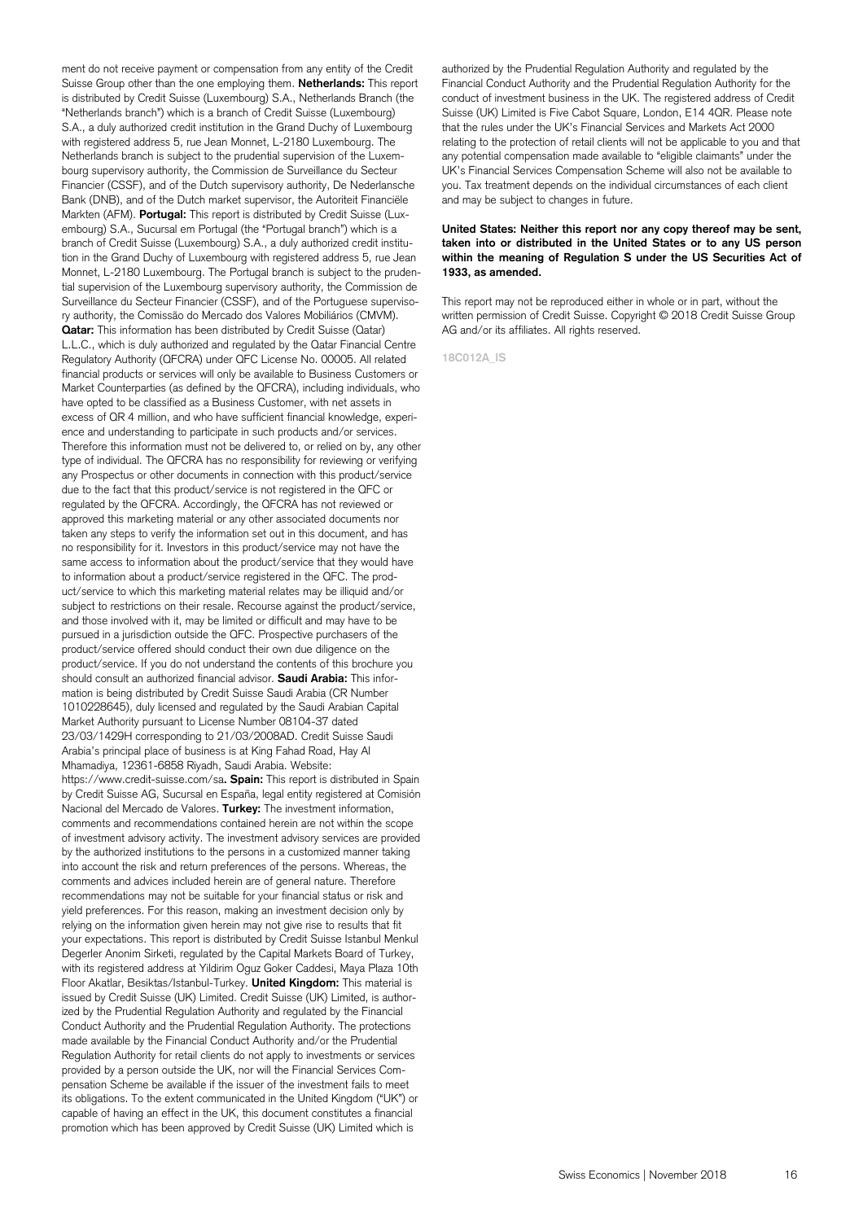ment do not receive payment or compensation from any entity of the Credit Suisse Group other than the one employing them. **Netherlands:** This report is distributed by Credit Suisse (Luxembourg) S.A., Netherlands Branch (the "Netherlands branch") which is a branch of Credit Suisse (Luxembourg) S.A., a duly authorized credit institution in the Grand Duchy of Luxembourg with registered address 5, rue Jean Monnet, L-2180 Luxembourg. The Netherlands branch is subject to the prudential supervision of the Luxembourg supervisory authority, the Commission de Surveillance du Secteur Financier (CSSF), and of the Dutch supervisory authority, De Nederlansche Bank (DNB), and of the Dutch market supervisor, the Autoriteit Financiële Markten (AFM). **Portugal:** This report is distributed by Credit Suisse (Luxembourg) S.A., Sucursal em Portugal (the "Portugal branch") which is a branch of Credit Suisse (Luxembourg) S.A., a duly authorized credit institution in the Grand Duchy of Luxembourg with registered address 5, rue Jean Monnet, L-2180 Luxembourg. The Portugal branch is subject to the prudential supervision of the Luxembourg supervisory authority, the Commission de Surveillance du Secteur Financier (CSSF), and of the Portuguese supervisory authority, the Comissão do Mercado dos Valores Mobiliários (CMVM). **Qatar:** This information has been distributed by Credit Suisse (Qatar) L.L.C., which is duly authorized and regulated by the Qatar Financial Centre Regulatory Authority (QFCRA) under QFC License No. 00005. All related financial products or services will only be available to Business Customers or Market Counterparties (as defined by the QFCRA), including individuals, who have opted to be classified as a Business Customer, with net assets in excess of QR 4 million, and who have sufficient financial knowledge, experience and understanding to participate in such products and/or services. Therefore this information must not be delivered to, or relied on by, any other type of individual. The QFCRA has no responsibility for reviewing or verifying any Prospectus or other documents in connection with this product/service due to the fact that this product/service is not registered in the QFC or regulated by the QFCRA. Accordingly, the QFCRA has not reviewed or approved this marketing material or any other associated documents nor taken any steps to verify the information set out in this document, and has no responsibility for it. Investors in this product/service may not have the same access to information about the product/service that they would have to information about a product/service registered in the QFC. The product/service to which this marketing material relates may be illiquid and/or subject to restrictions on their resale. Recourse against the product/service, and those involved with it, may be limited or difficult and may have to be pursued in a jurisdiction outside the QFC. Prospective purchasers of the product/service offered should conduct their own due diligence on the product/service. If you do not understand the contents of this brochure you should consult an authorized financial advisor. **Saudi Arabia:** This information is being distributed by Credit Suisse Saudi Arabia (CR Number 1010228645), duly licensed and regulated by the Saudi Arabian Capital Market Authority pursuant to License Number 08104-37 dated 23/03/1429H corresponding to 21/03/2008AD. Credit Suisse Saudi Arabia's principal place of business is at King Fahad Road, Hay Al Mhamadiya, 12361-6858 Riyadh, Saudi Arabia. Website: https://www.credit-suisse.com/sa**.** **Spain:** This report is distributed in Spain by Credit Suisse AG, Sucursal en España, legal entity registered at Comisión Nacional del Mercado de Valores. **Turkey:** The investment information, comments and recommendations contained herein are not within the scope of investment advisory activity. The investment advisory services are provided by the authorized institutions to the persons in a customized manner taking into account the risk and return preferences of the persons. Whereas, the comments and advices included herein are of general nature. Therefore recommendations may not be suitable for your financial status or risk and yield preferences. For this reason, making an investment decision only by relying on the information given herein may not give rise to results that fit your expectations. This report is distributed by Credit Suisse Istanbul Menkul Degerler Anonim Sirketi, regulated by the Capital Markets Board of Turkey, with its registered address at Yildirim Oguz Goker Caddesi, Maya Plaza 10th Floor Akatlar, Besiktas/Istanbul-Turkey. **United Kingdom:** This material is issued by Credit Suisse (UK) Limited. Credit Suisse (UK) Limited, is authorized by the Prudential Regulation Authority and regulated by the Financial Conduct Authority and the Prudential Regulation Authority. The protections made available by the Financial Conduct Authority and/or the Prudential Regulation Authority for retail clients do not apply to investments or services provided by a person outside the UK, nor will the Financial Services Compensation Scheme be available if the issuer of the investment fails to meet its obligations. To the extent communicated in the United Kingdom ("UK") or capable of having an effect in the UK, this document constitutes a financial promotion which has been approved by Credit Suisse (UK) Limited which is authorized by the Prudential Regulation Authority and regulated by the Financial Conduct Authority and the Prudential Regulation Authority for the conduct of investment business in the UK. The registered address of Credit Suisse (UK) Limited is Five Cabot Square, London, E14 4QR. Please note that the rules under the UK's Financial Services and Markets Act 2000 relating to the protection of retail clients will not be applicable to you and that any potential compensation made available to "eligible claimants" under the UK's Financial Services Compensation Scheme will also not be available to you. Tax treatment depends on the individual circumstances of each client and may be subject to changes in future.

**United States: Neither this report nor any copy thereof may be sent, taken into or distributed in the United States or to any US person within the meaning of Regulation S under the US Securities Act of 1933, as amended.**

This report may not be reproduced either in whole or in part, without the written permission of Credit Suisse. Copyright © 2018 Credit Suisse Group AG and/or its affiliates. All rights reserved.

18C012A_IS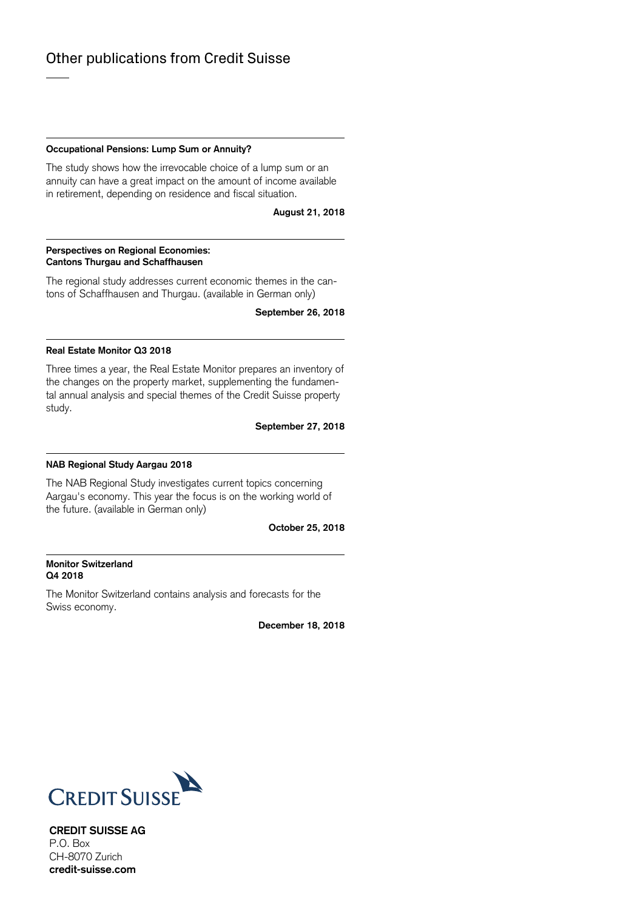# Other publications from Credit Suisse

**Occupational Pensions: Lump Sum or Annuity?**

The study shows how the irrevocable choice of a lump sum or an annuity can have a great impact on the amount of income available in retirement, depending on residence and fiscal situation.

**August 21, 2018**

**Perspectives on Regional Economies: Cantons Thurgau and Schaffhausen**

The regional study addresses current economic themes in the cantons of Schaffhausen and Thurgau. (available in German only)

**September 26, 2018**

**Real Estate Monitor Q3 2018**

Three times a year, the Real Estate Monitor prepares an inventory of the changes on the property market, supplementing the fundamental annual analysis and special themes of the Credit Suisse property study.

**September 27, 2018**

**NAB Regional Study Aargau 2018**

The NAB Regional Study investigates current topics concerning Aargau's economy. This year the focus is on the working world of the future. (available in German only)

**October 25, 2018**

**Monitor Switzerland Q4 2018**

The Monitor Switzerland contains analysis and forecasts for the Swiss economy.

**December 18, 2018**

CREDIT SUISSE

**CREDIT SUISSE AG**
P.O. Box
CH-8070 Zurich
**credit-suisse.com**